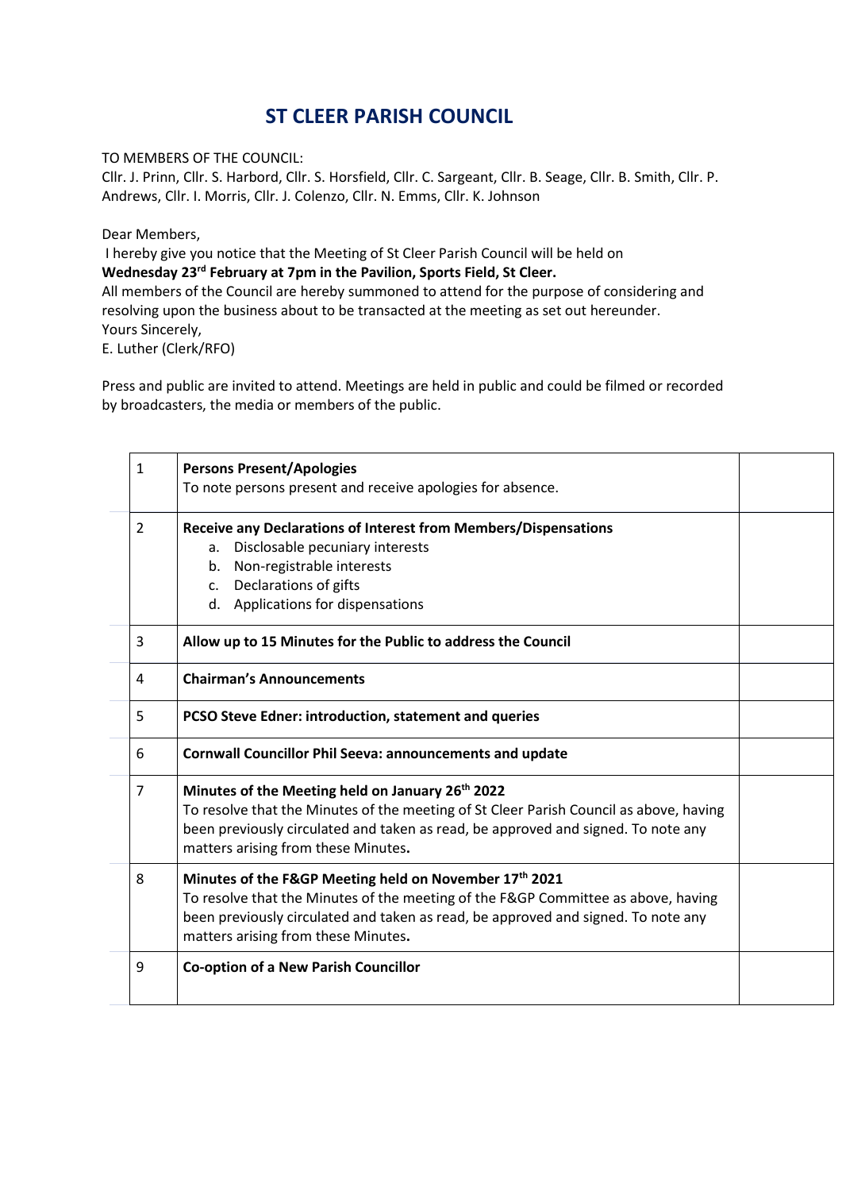# ST CLEER PARISH COUNCIL

TO MEMBERS OF THE COUNCIL:
Cllr. J. Prinn, Cllr. S. Harbord, Cllr. S. Horsfield, Cllr. C. Sargeant, Cllr. B. Seage, Cllr. B. Smith, Cllr. P. Andrews, Cllr. I. Morris, Cllr. J. Colenzo, Cllr. N. Emms, Cllr. K. Johnson

Dear Members,
I hereby give you notice that the Meeting of St Cleer Parish Council will be held on
**Wednesday 23rd February at 7pm in the Pavilion, Sports Field, St Cleer.**
All members of the Council are hereby summoned to attend for the purpose of considering and resolving upon the business about to be transacted at the meeting as set out hereunder.
Yours Sincerely,
E. Luther (Clerk/RFO)

Press and public are invited to attend. Meetings are held in public and could be filmed or recorded by broadcasters, the media or members of the public.

| | | |
|---|---|---|
| 1 | **Persons Present/Apologies**<br>To note persons present and receive apologies for absence. | |
| 2 | **Receive any Declarations of Interest from Members/Dispensations**<br>a. Disclosable pecuniary interests<br>b. Non-registrable interests<br>c. Declarations of gifts<br>d. Applications for dispensations | |
| 3 | **Allow up to 15 Minutes for the Public to address the Council** | |
| 4 | **Chairman's Announcements** | |
| 5 | **PCSO Steve Edner: introduction, statement and queries** | |
| 6 | **Cornwall Councillor Phil Seeva: announcements and update** | |
| 7 | **Minutes of the Meeting held on January 26th 2022**<br>To resolve that the Minutes of the meeting of St Cleer Parish Council as above, having been previously circulated and taken as read, be approved and signed. To note any matters arising from these Minutes**.** | |
| 8 | **Minutes of the F&GP Meeting held on November 17th 2021**<br>To resolve that the Minutes of the meeting of the F&GP Committee as above, having been previously circulated and taken as read, be approved and signed. To note any matters arising from these Minutes**.** | |
| 9 | **Co-option of a New Parish Councillor** | |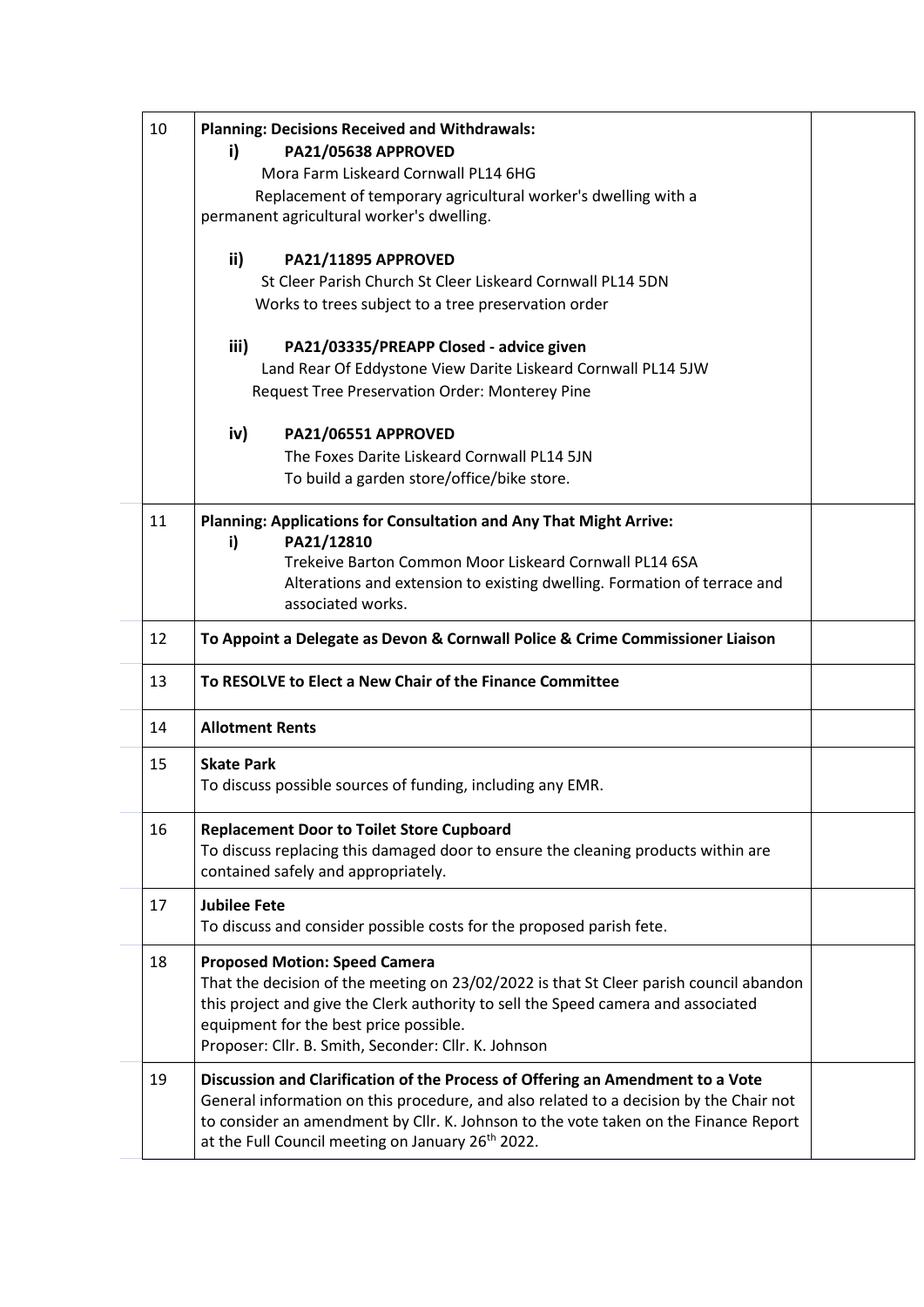| | | |
|---|---|---|
| 10 | **Planning: Decisions Received and Withdrawals:**<br>**i) PA21/05638 APPROVED**<br>Mora Farm Liskeard Cornwall PL14 6HG<br>Replacement of temporary agricultural worker's dwelling with a permanent agricultural worker's dwelling.<br><br>**ii) PA21/11895 APPROVED**<br>St Cleer Parish Church St Cleer Liskeard Cornwall PL14 5DN<br>Works to trees subject to a tree preservation order<br><br>**iii) PA21/03335/PREAPP Closed - advice given**<br>Land Rear Of Eddystone View Darite Liskeard Cornwall PL14 5JW<br>Request Tree Preservation Order: Monterey Pine<br><br>**iv) PA21/06551 APPROVED**<br>The Foxes Darite Liskeard Cornwall PL14 5JN<br>To build a garden store/office/bike store. | |
| 11 | **Planning: Applications for Consultation and Any That Might Arrive:**<br>**i) PA21/12810**<br>Trekeive Barton Common Moor Liskeard Cornwall PL14 6SA<br>Alterations and extension to existing dwelling. Formation of terrace and associated works. | |
| 12 | **To Appoint a Delegate as Devon & Cornwall Police & Crime Commissioner Liaison** | |
| 13 | **To RESOLVE to Elect a New Chair of the Finance Committee** | |
| 14 | **Allotment Rents** | |
| 15 | **Skate Park**<br>To discuss possible sources of funding, including any EMR. | |
| 16 | **Replacement Door to Toilet Store Cupboard**<br>To discuss replacing this damaged door to ensure the cleaning products within are contained safely and appropriately. | |
| 17 | **Jubilee Fete**<br>To discuss and consider possible costs for the proposed parish fete. | |
| 18 | **Proposed Motion: Speed Camera**<br>That the decision of the meeting on 23/02/2022 is that St Cleer parish council abandon this project and give the Clerk authority to sell the Speed camera and associated equipment for the best price possible.<br>Proposer: Cllr. B. Smith, Seconder: Cllr. K. Johnson | |
| 19 | **Discussion and Clarification of the Process of Offering an Amendment to a Vote**<br>General information on this procedure, and also related to a decision by the Chair not to consider an amendment by Cllr. K. Johnson to the vote taken on the Finance Report at the Full Council meeting on January 26th 2022. | |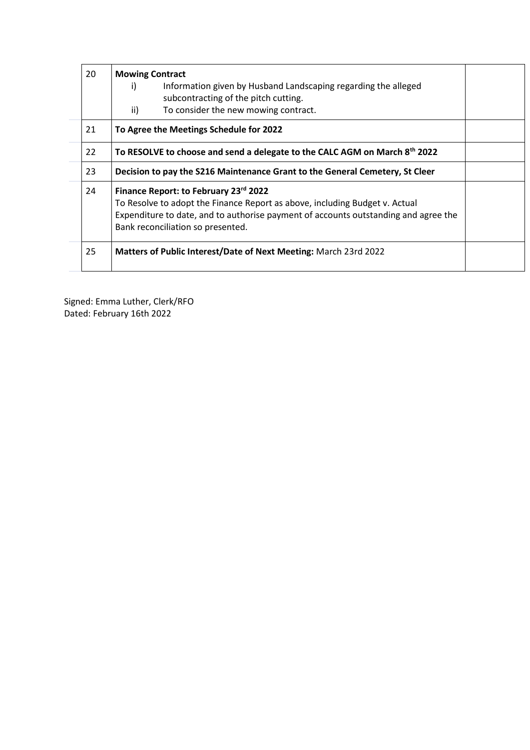| | | |
|---|---|---|
| 20 | **Mowing Contract**<br>i) Information given by Husband Landscaping regarding the alleged subcontracting of the pitch cutting.<br>ii) To consider the new mowing contract. | |
| 21 | **To Agree the Meetings Schedule for 2022** | |
| 22 | **To RESOLVE to choose and send a delegate to the CALC AGM on March 8th 2022** | |
| 23 | **Decision to pay the S216 Maintenance Grant to the General Cemetery, St Cleer** | |
| 24 | **Finance Report: to February 23rd 2022**<br>To Resolve to adopt the Finance Report as above, including Budget v. Actual Expenditure to date, and to authorise payment of accounts outstanding and agree the Bank reconciliation so presented. | |
| 25 | **Matters of Public Interest/Date of Next Meeting:** March 23rd 2022 | |

Signed: Emma Luther, Clerk/RFO
Dated: February 16th 2022